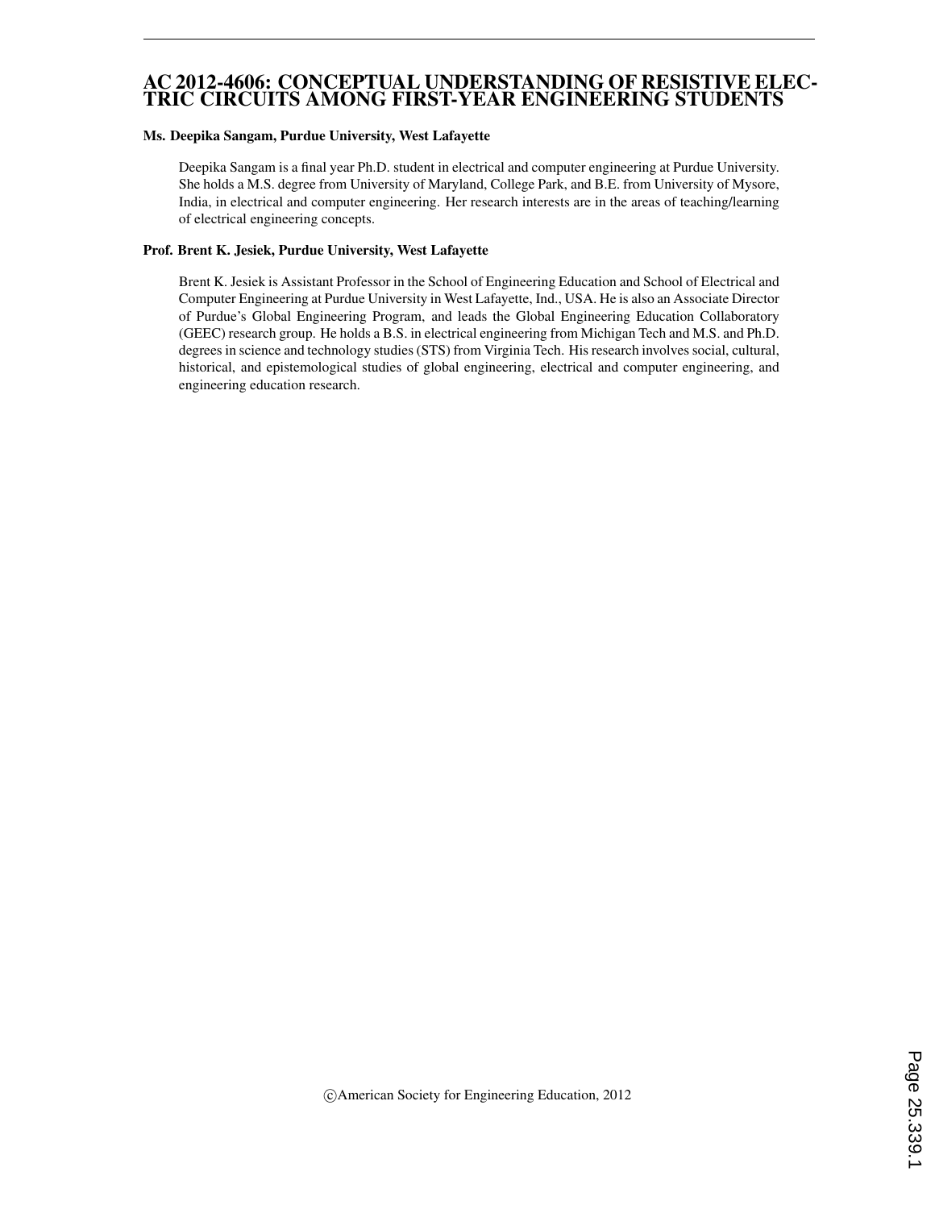# AC 2012-4606: CONCEPTUAL UNDERSTANDING OF RESISTIVE ELECTRIC CIRCUITS AMONG FIRST-YEAR ENGINEERING STUDENTS

**Ms. Deepika Sangam, Purdue University, West Lafayette**

Deepika Sangam is a final year Ph.D. student in electrical and computer engineering at Purdue University. She holds a M.S. degree from University of Maryland, College Park, and B.E. from University of Mysore, India, in electrical and computer engineering. Her research interests are in the areas of teaching/learning of electrical engineering concepts.

**Prof. Brent K. Jesiek, Purdue University, West Lafayette**

Brent K. Jesiek is Assistant Professor in the School of Engineering Education and School of Electrical and Computer Engineering at Purdue University in West Lafayette, Ind., USA. He is also an Associate Director of Purdue's Global Engineering Program, and leads the Global Engineering Education Collaboratory (GEEC) research group. He holds a B.S. in electrical engineering from Michigan Tech and M.S. and Ph.D. degrees in science and technology studies (STS) from Virginia Tech. His research involves social, cultural, historical, and epistemological studies of global engineering, electrical and computer engineering, and engineering education research.

©American Society for Engineering Education, 2012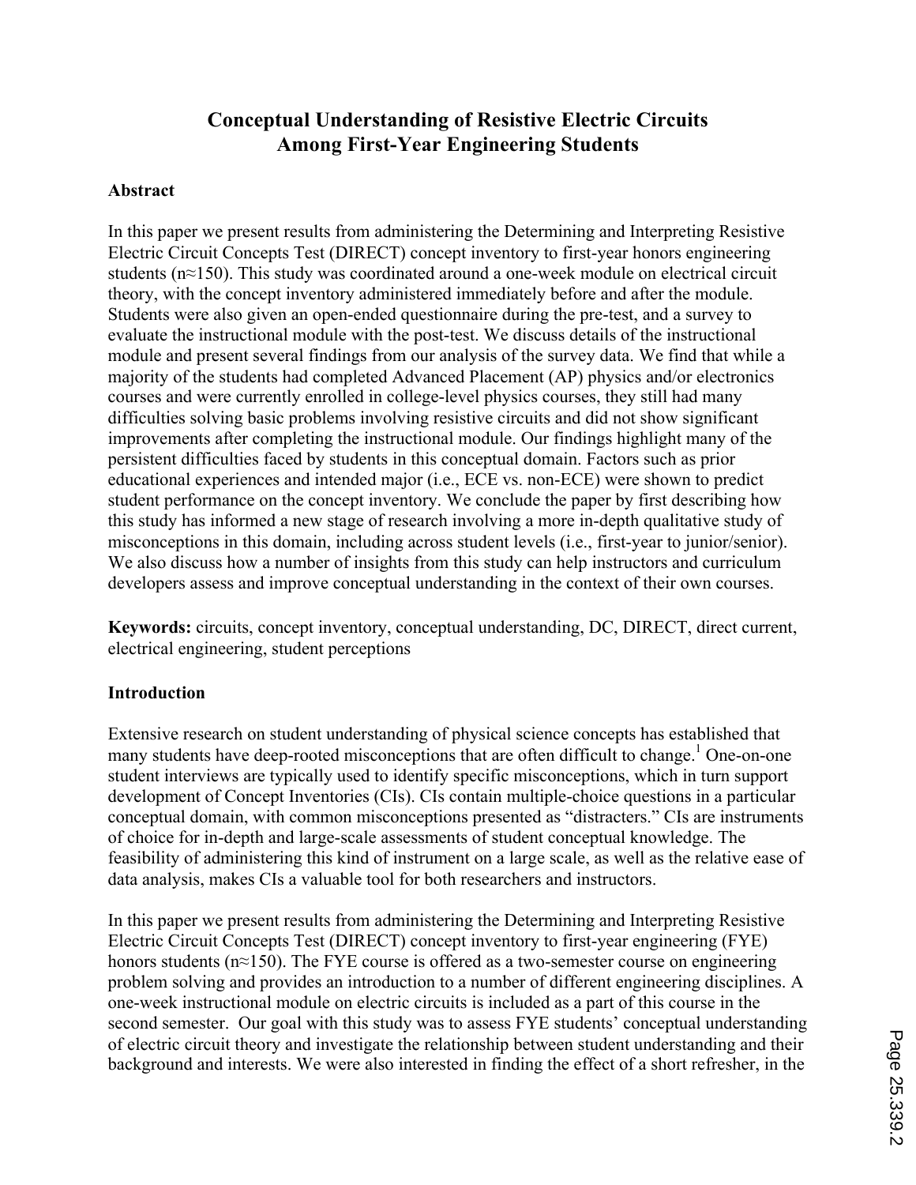# Conceptual Understanding of Resistive Electric Circuits Among First-Year Engineering Students

## Abstract

In this paper we present results from administering the Determining and Interpreting Resistive Electric Circuit Concepts Test (DIRECT) concept inventory to first-year honors engineering students (n≈150). This study was coordinated around a one-week module on electrical circuit theory, with the concept inventory administered immediately before and after the module. Students were also given an open-ended questionnaire during the pre-test, and a survey to evaluate the instructional module with the post-test. We discuss details of the instructional module and present several findings from our analysis of the survey data. We find that while a majority of the students had completed Advanced Placement (AP) physics and/or electronics courses and were currently enrolled in college-level physics courses, they still had many difficulties solving basic problems involving resistive circuits and did not show significant improvements after completing the instructional module. Our findings highlight many of the persistent difficulties faced by students in this conceptual domain. Factors such as prior educational experiences and intended major (i.e., ECE vs. non-ECE) were shown to predict student performance on the concept inventory. We conclude the paper by first describing how this study has informed a new stage of research involving a more in-depth qualitative study of misconceptions in this domain, including across student levels (i.e., first-year to junior/senior). We also discuss how a number of insights from this study can help instructors and curriculum developers assess and improve conceptual understanding in the context of their own courses.

**Keywords:** circuits, concept inventory, conceptual understanding, DC, DIRECT, direct current, electrical engineering, student perceptions

## Introduction

Extensive research on student understanding of physical science concepts has established that many students have deep-rooted misconceptions that are often difficult to change.[1] One-on-one student interviews are typically used to identify specific misconceptions, which in turn support development of Concept Inventories (CIs). CIs contain multiple-choice questions in a particular conceptual domain, with common misconceptions presented as "distracters." CIs are instruments of choice for in-depth and large-scale assessments of student conceptual knowledge. The feasibility of administering this kind of instrument on a large scale, as well as the relative ease of data analysis, makes CIs a valuable tool for both researchers and instructors.

In this paper we present results from administering the Determining and Interpreting Resistive Electric Circuit Concepts Test (DIRECT) concept inventory to first-year engineering (FYE) honors students (n≈150). The FYE course is offered as a two-semester course on engineering problem solving and provides an introduction to a number of different engineering disciplines. A one-week instructional module on electric circuits is included as a part of this course in the second semester. Our goal with this study was to assess FYE students' conceptual understanding of electric circuit theory and investigate the relationship between student understanding and their background and interests. We were also interested in finding the effect of a short refresher, in the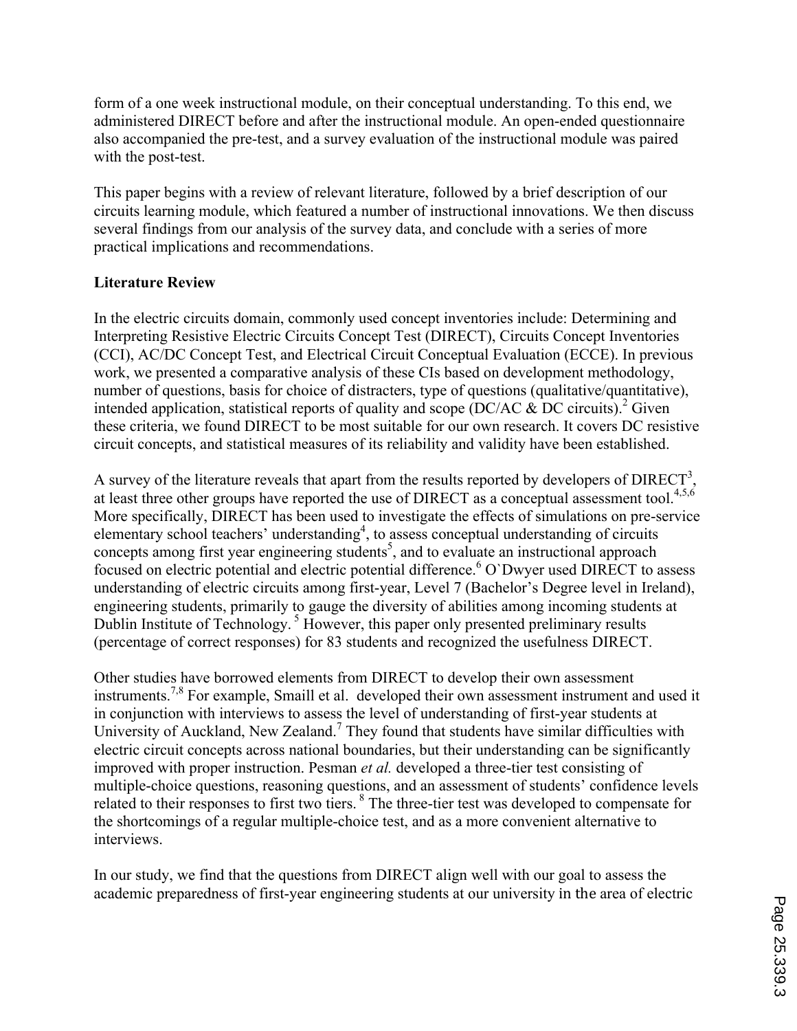form of a one week instructional module, on their conceptual understanding. To this end, we administered DIRECT before and after the instructional module. An open-ended questionnaire also accompanied the pre-test, and a survey evaluation of the instructional module was paired with the post-test.

This paper begins with a review of relevant literature, followed by a brief description of our circuits learning module, which featured a number of instructional innovations. We then discuss several findings from our analysis of the survey data, and conclude with a series of more practical implications and recommendations.

**Literature Review**

In the electric circuits domain, commonly used concept inventories include: Determining and Interpreting Resistive Electric Circuits Concept Test (DIRECT), Circuits Concept Inventories (CCI), AC/DC Concept Test, and Electrical Circuit Conceptual Evaluation (ECCE). In previous work, we presented a comparative analysis of these CIs based on development methodology, number of questions, basis for choice of distracters, type of questions (qualitative/quantitative), intended application, statistical reports of quality and scope (DC/AC & DC circuits).[2] Given these criteria, we found DIRECT to be most suitable for our own research. It covers DC resistive circuit concepts, and statistical measures of its reliability and validity have been established.

A survey of the literature reveals that apart from the results reported by developers of DIRECT[3], at least three other groups have reported the use of DIRECT as a conceptual assessment tool.[4,5,6] More specifically, DIRECT has been used to investigate the effects of simulations on pre-service elementary school teachers' understanding[4], to assess conceptual understanding of circuits concepts among first year engineering students[5], and to evaluate an instructional approach focused on electric potential and electric potential difference.[6] O`Dwyer used DIRECT to assess understanding of electric circuits among first-year, Level 7 (Bachelor's Degree level in Ireland), engineering students, primarily to gauge the diversity of abilities among incoming students at Dublin Institute of Technology. [5] However, this paper only presented preliminary results (percentage of correct responses) for 83 students and recognized the usefulness DIRECT.

Other studies have borrowed elements from DIRECT to develop their own assessment instruments.[7,8] For example, Smaill et al. developed their own assessment instrument and used it in conjunction with interviews to assess the level of understanding of first-year students at University of Auckland, New Zealand.[7] They found that students have similar difficulties with electric circuit concepts across national boundaries, but their understanding can be significantly improved with proper instruction. Pesman *et al.* developed a three-tier test consisting of multiple-choice questions, reasoning questions, and an assessment of students' confidence levels related to their responses to first two tiers. [8] The three-tier test was developed to compensate for the shortcomings of a regular multiple-choice test, and as a more convenient alternative to interviews.

In our study, we find that the questions from DIRECT align well with our goal to assess the academic preparedness of first-year engineering students at our university in the area of electric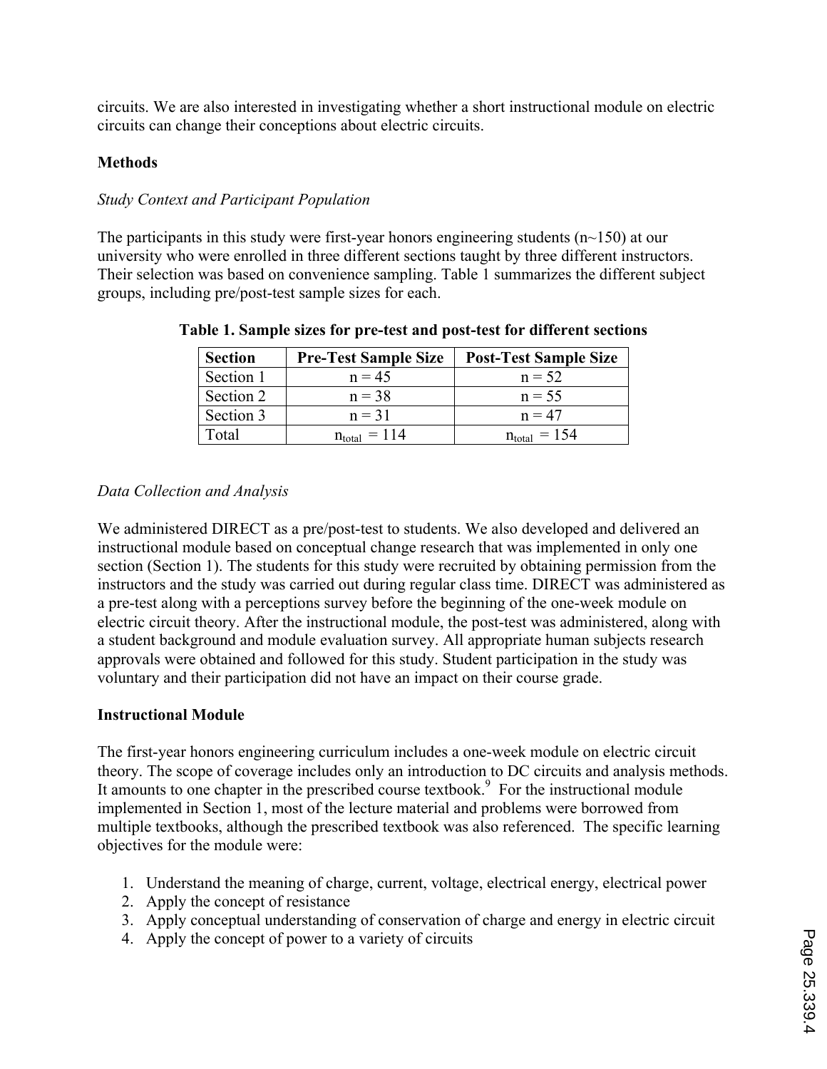circuits. We are also interested in investigating whether a short instructional module on electric circuits can change their conceptions about electric circuits.

## Methods

### *Study Context and Participant Population*

The participants in this study were first-year honors engineering students (n~150) at our university who were enrolled in three different sections taught by three different instructors. Their selection was based on convenience sampling. Table 1 summarizes the different subject groups, including pre/post-test sample sizes for each.

**Table 1. Sample sizes for pre-test and post-test for different sections**

| Section | Pre-Test Sample Size | Post-Test Sample Size |
|---|---|---|
| Section 1 | n = 45 | n = 52 |
| Section 2 | n = 38 | n = 55 |
| Section 3 | n = 31 | n = 47 |
| Total | $n_{total}$ = 114 | $n_{total}$ = 154 |

### *Data Collection and Analysis*

We administered DIRECT as a pre/post-test to students. We also developed and delivered an instructional module based on conceptual change research that was implemented in only one section (Section 1). The students for this study were recruited by obtaining permission from the instructors and the study was carried out during regular class time. DIRECT was administered as a pre-test along with a perceptions survey before the beginning of the one-week module on electric circuit theory. After the instructional module, the post-test was administered, along with a student background and module evaluation survey. All appropriate human subjects research approvals were obtained and followed for this study. Student participation in the study was voluntary and their participation did not have an impact on their course grade.

## Instructional Module

The first-year honors engineering curriculum includes a one-week module on electric circuit theory. The scope of coverage includes only an introduction to DC circuits and analysis methods. It amounts to one chapter in the prescribed course textbook.[9] For the instructional module implemented in Section 1, most of the lecture material and problems were borrowed from multiple textbooks, although the prescribed textbook was also referenced. The specific learning objectives for the module were:

1. Understand the meaning of charge, current, voltage, electrical energy, electrical power
2. Apply the concept of resistance
3. Apply conceptual understanding of conservation of charge and energy in electric circuit
4. Apply the concept of power to a variety of circuits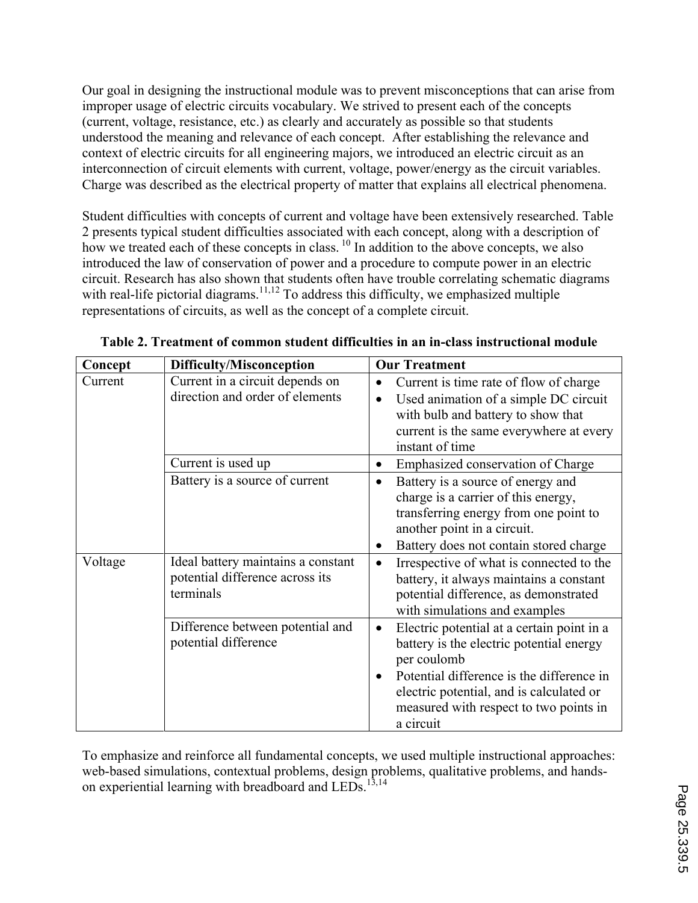Our goal in designing the instructional module was to prevent misconceptions that can arise from improper usage of electric circuits vocabulary. We strived to present each of the concepts (current, voltage, resistance, etc.) as clearly and accurately as possible so that students understood the meaning and relevance of each concept. After establishing the relevance and context of electric circuits for all engineering majors, we introduced an electric circuit as an interconnection of circuit elements with current, voltage, power/energy as the circuit variables. Charge was described as the electrical property of matter that explains all electrical phenomena.

Student difficulties with concepts of current and voltage have been extensively researched. Table 2 presents typical student difficulties associated with each concept, along with a description of how we treated each of these concepts in class. [10] In addition to the above concepts, we also introduced the law of conservation of power and a procedure to compute power in an electric circuit. Research has also shown that students often have trouble correlating schematic diagrams with real-life pictorial diagrams.[11,12] To address this difficulty, we emphasized multiple representations of circuits, as well as the concept of a complete circuit.

**Table 2. Treatment of common student difficulties in an in-class instructional module**

| Concept | Difficulty/Misconception | Our Treatment |
|---|---|---|
| Current | Current in a circuit depends on direction and order of elements | • Current is time rate of flow of charge<br>• Used animation of a simple DC circuit with bulb and battery to show that current is the same everywhere at every instant of time |
| | Current is used up | • Emphasized conservation of Charge |
| | Battery is a source of current | • Battery is a source of energy and charge is a carrier of this energy, transferring energy from one point to another point in a circuit.<br>• Battery does not contain stored charge |
| Voltage | Ideal battery maintains a constant potential difference across its terminals | • Irrespective of what is connected to the battery, it always maintains a constant potential difference, as demonstrated with simulations and examples |
| | Difference between potential and potential difference | • Electric potential at a certain point in a battery is the electric potential energy per coulomb<br>• Potential difference is the difference in electric potential, and is calculated or measured with respect to two points in a circuit |

To emphasize and reinforce all fundamental concepts, we used multiple instructional approaches: web-based simulations, contextual problems, design problems, qualitative problems, and hands-on experiential learning with breadboard and LEDs.[13,14]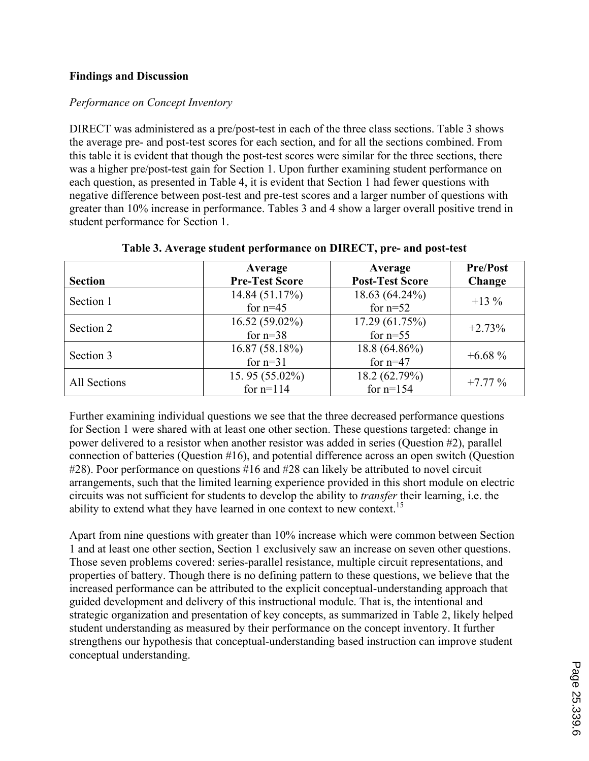**Findings and Discussion**

*Performance on Concept Inventory*

DIRECT was administered as a pre/post-test in each of the three class sections. Table 3 shows the average pre- and post-test scores for each section, and for all the sections combined. From this table it is evident that though the post-test scores were similar for the three sections, there was a higher pre/post-test gain for Section 1. Upon further examining student performance on each question, as presented in Table 4, it is evident that Section 1 had fewer questions with negative difference between post-test and pre-test scores and a larger number of questions with greater than 10% increase in performance. Tables 3 and 4 show a larger overall positive trend in student performance for Section 1.

**Table 3. Average student performance on DIRECT, pre- and post-test**

| Section | Average Pre-Test Score | Average Post-Test Score | Pre/Post Change |
|---|---|---|---|
| Section 1 | 14.84 (51.17%) for n=45 | 18.63 (64.24%) for n=52 | +13 % |
| Section 2 | 16.52 (59.02%) for n=38 | 17.29 (61.75%) for n=55 | +2.73% |
| Section 3 | 16.87 (58.18%) for n=31 | 18.8 (64.86%) for n=47 | +6.68 % |
| All Sections | 15. 95 (55.02%) for n=114 | 18.2 (62.79%) for n=154 | +7.77 % |

Further examining individual questions we see that the three decreased performance questions for Section 1 were shared with at least one other section. These questions targeted: change in power delivered to a resistor when another resistor was added in series (Question #2), parallel connection of batteries (Question #16), and potential difference across an open switch (Question #28). Poor performance on questions #16 and #28 can likely be attributed to novel circuit arrangements, such that the limited learning experience provided in this short module on electric circuits was not sufficient for students to develop the ability to *transfer* their learning, i.e. the ability to extend what they have learned in one context to new context.[15]

Apart from nine questions with greater than 10% increase which were common between Section 1 and at least one other section, Section 1 exclusively saw an increase on seven other questions. Those seven problems covered: series-parallel resistance, multiple circuit representations, and properties of battery. Though there is no defining pattern to these questions, we believe that the increased performance can be attributed to the explicit conceptual-understanding approach that guided development and delivery of this instructional module. That is, the intentional and strategic organization and presentation of key concepts, as summarized in Table 2, likely helped student understanding as measured by their performance on the concept inventory. It further strengthens our hypothesis that conceptual-understanding based instruction can improve student conceptual understanding.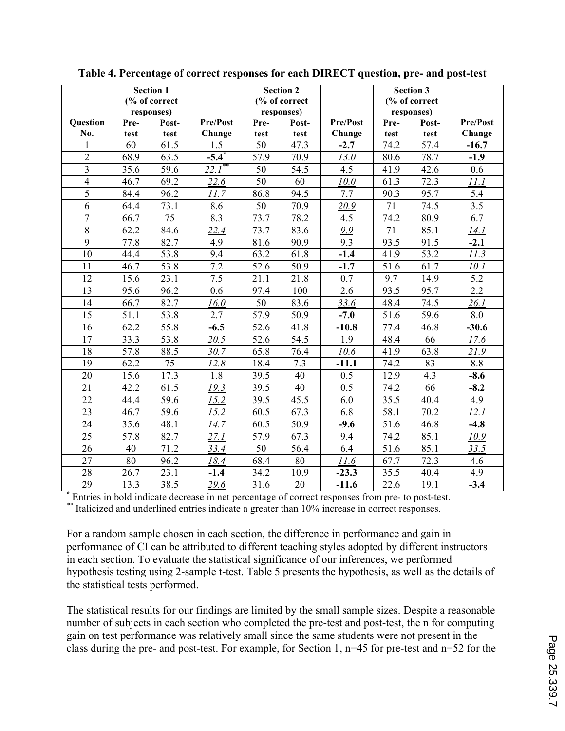**Table 4. Percentage of correct responses for each DIRECT question, pre- and post-test**

| | Section 1 (% of correct responses) | | | Section 2 (% of correct responses) | | | Section 3 (% of correct responses) | | |
|---|---|---|---|---|---|---|---|---|---|
| Question No. | Pre-test | Post-test | Pre/Post Change | Pre-test | Post-test | Pre/Post Change | Pre-test | Post-test | Pre/Post Change |
| 1 | 60 | 61.5 | 1.5 | 50 | 47.3 | **-2.7** | 74.2 | 57.4 | **-16.7** |
| 2 | 68.9 | 63.5 | **-5.4**[*] | 57.9 | 70.9 | _13.0_ | 80.6 | 78.7 | **-1.9** |
| 3 | 35.6 | 59.6 | _22.1_[**] | 50 | 54.5 | 4.5 | 41.9 | 42.6 | 0.6 |
| 4 | 46.7 | 69.2 | _22.6_ | 50 | 60 | _10.0_ | 61.3 | 72.3 | _11.1_ |
| 5 | 84.4 | 96.2 | _11.7_ | 86.8 | 94.5 | 7.7 | 90.3 | 95.7 | 5.4 |
| 6 | 64.4 | 73.1 | 8.6 | 50 | 70.9 | _20.9_ | 71 | 74.5 | 3.5 |
| 7 | 66.7 | 75 | 8.3 | 73.7 | 78.2 | 4.5 | 74.2 | 80.9 | 6.7 |
| 8 | 62.2 | 84.6 | _22.4_ | 73.7 | 83.6 | _9.9_ | 71 | 85.1 | _14.1_ |
| 9 | 77.8 | 82.7 | 4.9 | 81.6 | 90.9 | 9.3 | 93.5 | 91.5 | **-2.1** |
| 10 | 44.4 | 53.8 | 9.4 | 63.2 | 61.8 | **-1.4** | 41.9 | 53.2 | _11.3_ |
| 11 | 46.7 | 53.8 | 7.2 | 52.6 | 50.9 | **-1.7** | 51.6 | 61.7 | _10.1_ |
| 12 | 15.6 | 23.1 | 7.5 | 21.1 | 21.8 | 0.7 | 9.7 | 14.9 | 5.2 |
| 13 | 95.6 | 96.2 | 0.6 | 97.4 | 100 | 2.6 | 93.5 | 95.7 | 2.2 |
| 14 | 66.7 | 82.7 | _16.0_ | 50 | 83.6 | _33.6_ | 48.4 | 74.5 | _26.1_ |
| 15 | 51.1 | 53.8 | 2.7 | 57.9 | 50.9 | **-7.0** | 51.6 | 59.6 | 8.0 |
| 16 | 62.2 | 55.8 | **-6.5** | 52.6 | 41.8 | **-10.8** | 77.4 | 46.8 | **-30.6** |
| 17 | 33.3 | 53.8 | _20.5_ | 52.6 | 54.5 | 1.9 | 48.4 | 66 | _17.6_ |
| 18 | 57.8 | 88.5 | _30.7_ | 65.8 | 76.4 | _10.6_ | 41.9 | 63.8 | _21.9_ |
| 19 | 62.2 | 75 | _12.8_ | 18.4 | 7.3 | **-11.1** | 74.2 | 83 | 8.8 |
| 20 | 15.6 | 17.3 | 1.8 | 39.5 | 40 | 0.5 | 12.9 | 4.3 | **-8.6** |
| 21 | 42.2 | 61.5 | _19.3_ | 39.5 | 40 | 0.5 | 74.2 | 66 | **-8.2** |
| 22 | 44.4 | 59.6 | _15.2_ | 39.5 | 45.5 | 6.0 | 35.5 | 40.4 | 4.9 |
| 23 | 46.7 | 59.6 | _15.2_ | 60.5 | 67.3 | 6.8 | 58.1 | 70.2 | _12.1_ |
| 24 | 35.6 | 48.1 | _14.7_ | 60.5 | 50.9 | **-9.6** | 51.6 | 46.8 | **-4.8** |
| 25 | 57.8 | 82.7 | _27.1_ | 57.9 | 67.3 | 9.4 | 74.2 | 85.1 | _10.9_ |
| 26 | 40 | 71.2 | _33.4_ | 50 | 56.4 | 6.4 | 51.6 | 85.1 | _33.5_ |
| 27 | 80 | 96.2 | _18.4_ | 68.4 | 80 | _11.6_ | 67.7 | 72.3 | 4.6 |
| 28 | 26.7 | 23.1 | **-1.4** | 34.2 | 10.9 | **-23.3** | 35.5 | 40.4 | 4.9 |
| 29 | 13.3 | 38.5 | _29.6_ | 31.6 | 20 | **-11.6** | 22.6 | 19.1 | **-3.4** |

[*] Entries in bold indicate decrease in net percentage of correct responses from pre- to post-test.
[**] Italicized and underlined entries indicate a greater than 10% increase in correct responses.

For a random sample chosen in each section, the difference in performance and gain in performance of CI can be attributed to different teaching styles adopted by different instructors in each section. To evaluate the statistical significance of our inferences, we performed hypothesis testing using 2-sample t-test. Table 5 presents the hypothesis, as well as the details of the statistical tests performed.

The statistical results for our findings are limited by the small sample sizes. Despite a reasonable number of subjects in each section who completed the pre-test and post-test, the n for computing gain on test performance was relatively small since the same students were not present in the class during the pre- and post-test. For example, for Section 1, n=45 for pre-test and n=52 for the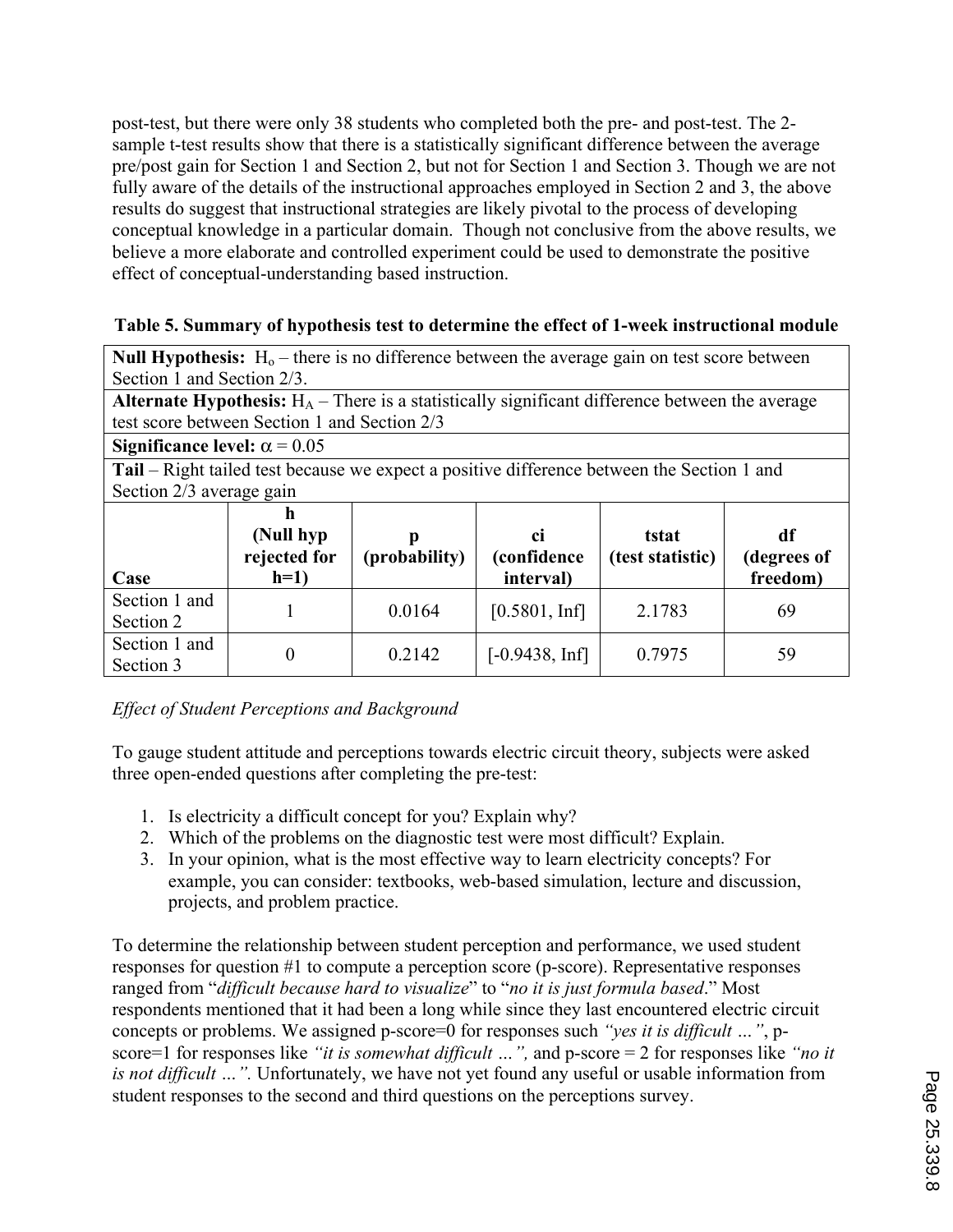post-test, but there were only 38 students who completed both the pre- and post-test. The 2-sample t-test results show that there is a statistically significant difference between the average pre/post gain for Section 1 and Section 2, but not for Section 1 and Section 3. Though we are not fully aware of the details of the instructional approaches employed in Section 2 and 3, the above results do suggest that instructional strategies are likely pivotal to the process of developing conceptual knowledge in a particular domain. Though not conclusive from the above results, we believe a more elaborate and controlled experiment could be used to demonstrate the positive effect of conceptual-understanding based instruction.

**Table 5. Summary of hypothesis test to determine the effect of 1-week instructional module**

**Null Hypothesis:** $H_o$ – there is no difference between the average gain on test score between Section 1 and Section 2/3.

**Alternate Hypothesis:** $H_A$ – There is a statistically significant difference between the average test score between Section 1 and Section 2/3

**Significance level:** $\alpha = 0.05$

**Tail** – Right tailed test because we expect a positive difference between the Section 1 and Section 2/3 average gain

| Case | h (Null hyp rejected for h=1) | p (probability) | ci (confidence interval) | tstat (test statistic) | df (degrees of freedom) |
|---|---|---|---|---|---|
| Section 1 and Section 2 | 1 | 0.0164 | [0.5801, Inf] | 2.1783 | 69 |
| Section 1 and Section 3 | 0 | 0.2142 | [-0.9438, Inf] | 0.7975 | 59 |

*Effect of Student Perceptions and Background*

To gauge student attitude and perceptions towards electric circuit theory, subjects were asked three open-ended questions after completing the pre-test:

1. Is electricity a difficult concept for you? Explain why?
2. Which of the problems on the diagnostic test were most difficult? Explain.
3. In your opinion, what is the most effective way to learn electricity concepts? For example, you can consider: textbooks, web-based simulation, lecture and discussion, projects, and problem practice.

To determine the relationship between student perception and performance, we used student responses for question #1 to compute a perception score (p-score). Representative responses ranged from "*difficult because hard to visualize*" to "*no it is just formula based*." Most respondents mentioned that it had been a long while since they last encountered electric circuit concepts or problems. We assigned p-score=0 for responses such *"yes it is difficult …"*, p-score=1 for responses like *"it is somewhat difficult …",* and p-score = 2 for responses like *"no it is not difficult …".* Unfortunately, we have not yet found any useful or usable information from student responses to the second and third questions on the perceptions survey.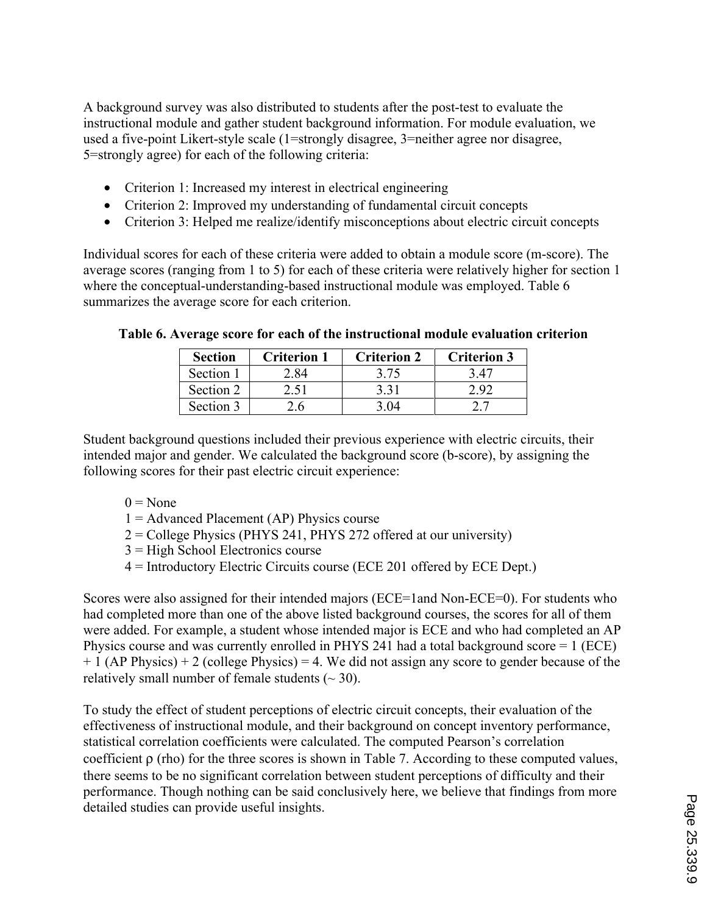A background survey was also distributed to students after the post-test to evaluate the instructional module and gather student background information. For module evaluation, we used a five-point Likert-style scale (1=strongly disagree, 3=neither agree nor disagree, 5=strongly agree) for each of the following criteria:

- Criterion 1: Increased my interest in electrical engineering
- Criterion 2: Improved my understanding of fundamental circuit concepts
- Criterion 3: Helped me realize/identify misconceptions about electric circuit concepts

Individual scores for each of these criteria were added to obtain a module score (m-score). The average scores (ranging from 1 to 5) for each of these criteria were relatively higher for section 1 where the conceptual-understanding-based instructional module was employed. Table 6 summarizes the average score for each criterion.

**Table 6. Average score for each of the instructional module evaluation criterion**

| Section | Criterion 1 | Criterion 2 | Criterion 3 |
|---|---|---|---|
| Section 1 | 2.84 | 3.75 | 3.47 |
| Section 2 | 2.51 | 3.31 | 2.92 |
| Section 3 | 2.6 | 3.04 | 2.7 |

Student background questions included their previous experience with electric circuits, their intended major and gender. We calculated the background score (b-score), by assigning the following scores for their past electric circuit experience:

0 = None
1 = Advanced Placement (AP) Physics course
2 = College Physics (PHYS 241, PHYS 272 offered at our university)
3 = High School Electronics course
4 = Introductory Electric Circuits course (ECE 201 offered by ECE Dept.)

Scores were also assigned for their intended majors (ECE=1and Non-ECE=0). For students who had completed more than one of the above listed background courses, the scores for all of them were added. For example, a student whose intended major is ECE and who had completed an AP Physics course and was currently enrolled in PHYS 241 had a total background score = 1 (ECE) + 1 (AP Physics) + 2 (college Physics) = 4. We did not assign any score to gender because of the relatively small number of female students (~ 30).

To study the effect of student perceptions of electric circuit concepts, their evaluation of the effectiveness of instructional module, and their background on concept inventory performance, statistical correlation coefficients were calculated. The computed Pearson's correlation coefficient $\rho$ (rho) for the three scores is shown in Table 7. According to these computed values, there seems to be no significant correlation between student perceptions of difficulty and their performance. Though nothing can be said conclusively here, we believe that findings from more detailed studies can provide useful insights.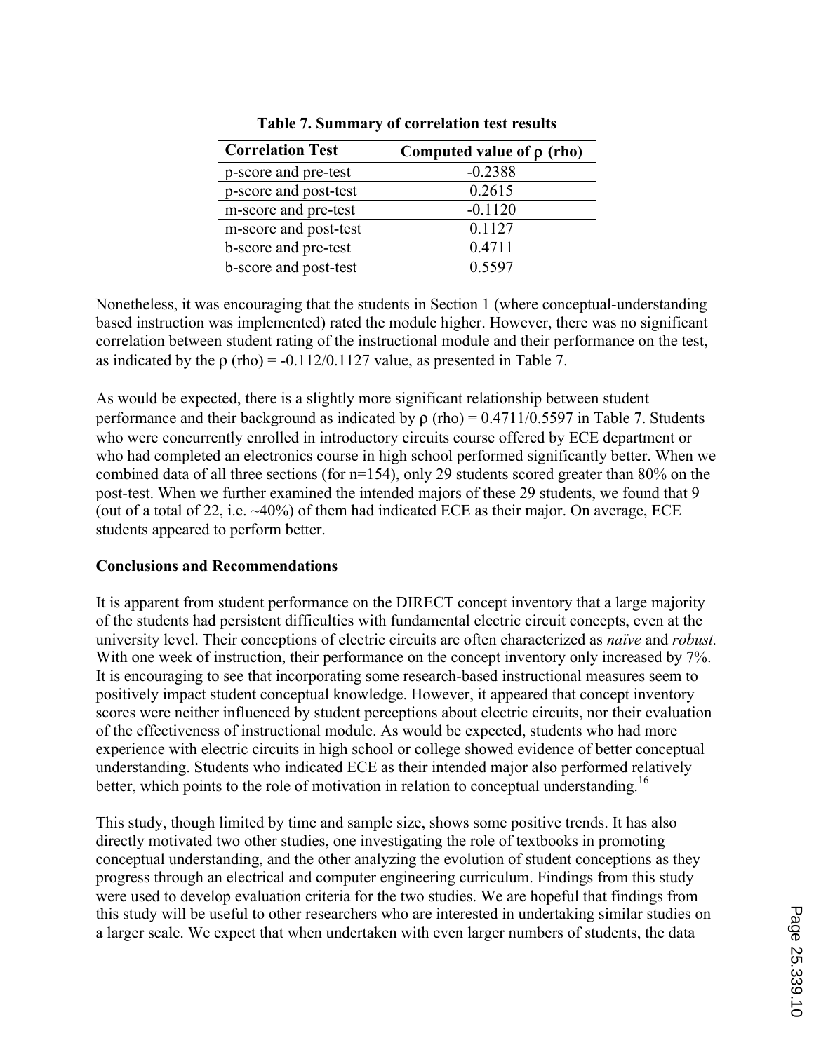**Table 7. Summary of correlation test results**

| Correlation Test | Computed value of ρ (rho) |
| --- | --- |
| p-score and pre-test | -0.2388 |
| p-score and post-test | 0.2615 |
| m-score and pre-test | -0.1120 |
| m-score and post-test | 0.1127 |
| b-score and pre-test | 0.4711 |
| b-score and post-test | 0.5597 |

Nonetheless, it was encouraging that the students in Section 1 (where conceptual-understanding based instruction was implemented) rated the module higher. However, there was no significant correlation between student rating of the instructional module and their performance on the test, as indicated by the ρ (rho) = -0.112/0.1127 value, as presented in Table 7.

As would be expected, there is a slightly more significant relationship between student performance and their background as indicated by ρ (rho) = 0.4711/0.5597 in Table 7. Students who were concurrently enrolled in introductory circuits course offered by ECE department or who had completed an electronics course in high school performed significantly better. When we combined data of all three sections (for n=154), only 29 students scored greater than 80% on the post-test. When we further examined the intended majors of these 29 students, we found that 9 (out of a total of 22, i.e. ~40%) of them had indicated ECE as their major. On average, ECE students appeared to perform better.

**Conclusions and Recommendations**

It is apparent from student performance on the DIRECT concept inventory that a large majority of the students had persistent difficulties with fundamental electric circuit concepts, even at the university level. Their conceptions of electric circuits are often characterized as *naïve* and *robust.* With one week of instruction, their performance on the concept inventory only increased by 7%. It is encouraging to see that incorporating some research-based instructional measures seem to positively impact student conceptual knowledge. However, it appeared that concept inventory scores were neither influenced by student perceptions about electric circuits, nor their evaluation of the effectiveness of instructional module. As would be expected, students who had more experience with electric circuits in high school or college showed evidence of better conceptual understanding. Students who indicated ECE as their intended major also performed relatively better, which points to the role of motivation in relation to conceptual understanding.[16]

This study, though limited by time and sample size, shows some positive trends. It has also directly motivated two other studies, one investigating the role of textbooks in promoting conceptual understanding, and the other analyzing the evolution of student conceptions as they progress through an electrical and computer engineering curriculum. Findings from this study were used to develop evaluation criteria for the two studies. We are hopeful that findings from this study will be useful to other researchers who are interested in undertaking similar studies on a larger scale. We expect that when undertaken with even larger numbers of students, the data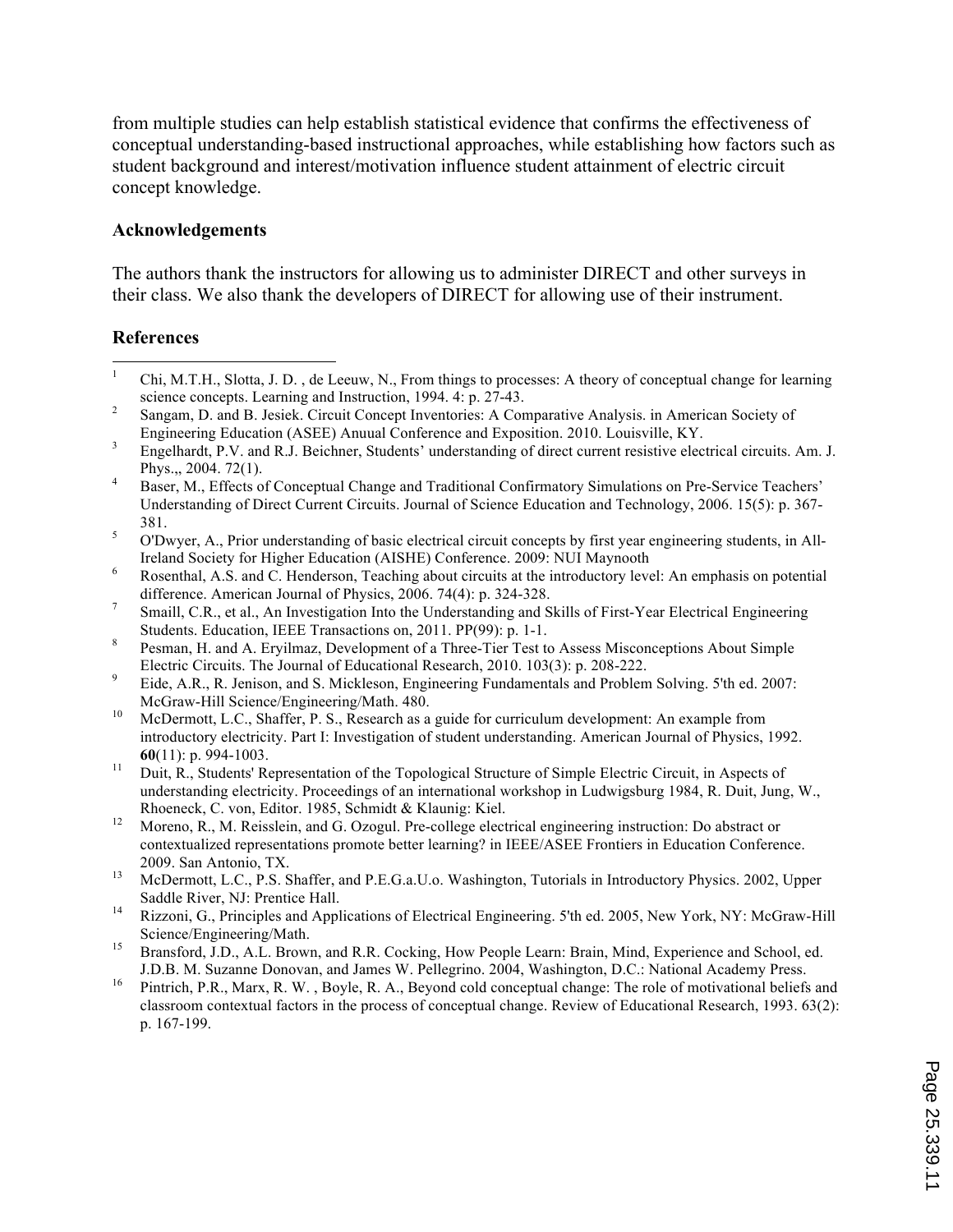from multiple studies can help establish statistical evidence that confirms the effectiveness of conceptual understanding-based instructional approaches, while establishing how factors such as student background and interest/motivation influence student attainment of electric circuit concept knowledge.

## Acknowledgements

The authors thank the instructors for allowing us to administer DIRECT and other surveys in their class. We also thank the developers of DIRECT for allowing use of their instrument.

## References

[1] Chi, M.T.H., Slotta, J. D. , de Leeuw, N., From things to processes: A theory of conceptual change for learning science concepts. Learning and Instruction, 1994. 4: p. 27-43.

[2] Sangam, D. and B. Jesiek. Circuit Concept Inventories: A Comparative Analysis. in American Society of Engineering Education (ASEE) Anuual Conference and Exposition. 2010. Louisville, KY.

[3] Engelhardt, P.V. and R.J. Beichner, Students' understanding of direct current resistive electrical circuits. Am. J. Phys.,, 2004. 72(1).

[4] Baser, M., Effects of Conceptual Change and Traditional Confirmatory Simulations on Pre-Service Teachers' Understanding of Direct Current Circuits. Journal of Science Education and Technology, 2006. 15(5): p. 367-381.

[5] O'Dwyer, A., Prior understanding of basic electrical circuit concepts by first year engineering students, in All-Ireland Society for Higher Education (AISHE) Conference. 2009: NUI Maynooth

[6] Rosenthal, A.S. and C. Henderson, Teaching about circuits at the introductory level: An emphasis on potential difference. American Journal of Physics, 2006. 74(4): p. 324-328.

[7] Smaill, C.R., et al., An Investigation Into the Understanding and Skills of First-Year Electrical Engineering Students. Education, IEEE Transactions on, 2011. PP(99): p. 1-1.

[8] Pesman, H. and A. Eryilmaz, Development of a Three-Tier Test to Assess Misconceptions About Simple Electric Circuits. The Journal of Educational Research, 2010. 103(3): p. 208-222.

[9] Eide, A.R., R. Jenison, and S. Mickleson, Engineering Fundamentals and Problem Solving. 5'th ed. 2007: McGraw-Hill Science/Engineering/Math. 480.

[10] McDermott, L.C., Shaffer, P. S., Research as a guide for curriculum development: An example from introductory electricity. Part I: Investigation of student understanding. American Journal of Physics, 1992. **60**(11): p. 994-1003.

[11] Duit, R., Students' Representation of the Topological Structure of Simple Electric Circuit, in Aspects of understanding electricity. Proceedings of an international workshop in Ludwigsburg 1984, R. Duit, Jung, W., Rhoeneck, C. von, Editor. 1985, Schmidt & Klaunig: Kiel.

[12] Moreno, R., M. Reisslein, and G. Ozogul. Pre-college electrical engineering instruction: Do abstract or contextualized representations promote better learning? in IEEE/ASEE Frontiers in Education Conference. 2009. San Antonio, TX.

[13] McDermott, L.C., P.S. Shaffer, and P.E.G.a.U.o. Washington, Tutorials in Introductory Physics. 2002, Upper Saddle River, NJ: Prentice Hall.

[14] Rizzoni, G., Principles and Applications of Electrical Engineering. 5'th ed. 2005, New York, NY: McGraw-Hill Science/Engineering/Math.

[15] Bransford, J.D., A.L. Brown, and R.R. Cocking, How People Learn: Brain, Mind, Experience and School, ed. J.D.B. M. Suzanne Donovan, and James W. Pellegrino. 2004, Washington, D.C.: National Academy Press.

[16] Pintrich, P.R., Marx, R. W. , Boyle, R. A., Beyond cold conceptual change: The role of motivational beliefs and classroom contextual factors in the process of conceptual change. Review of Educational Research, 1993. 63(2): p. 167-199.